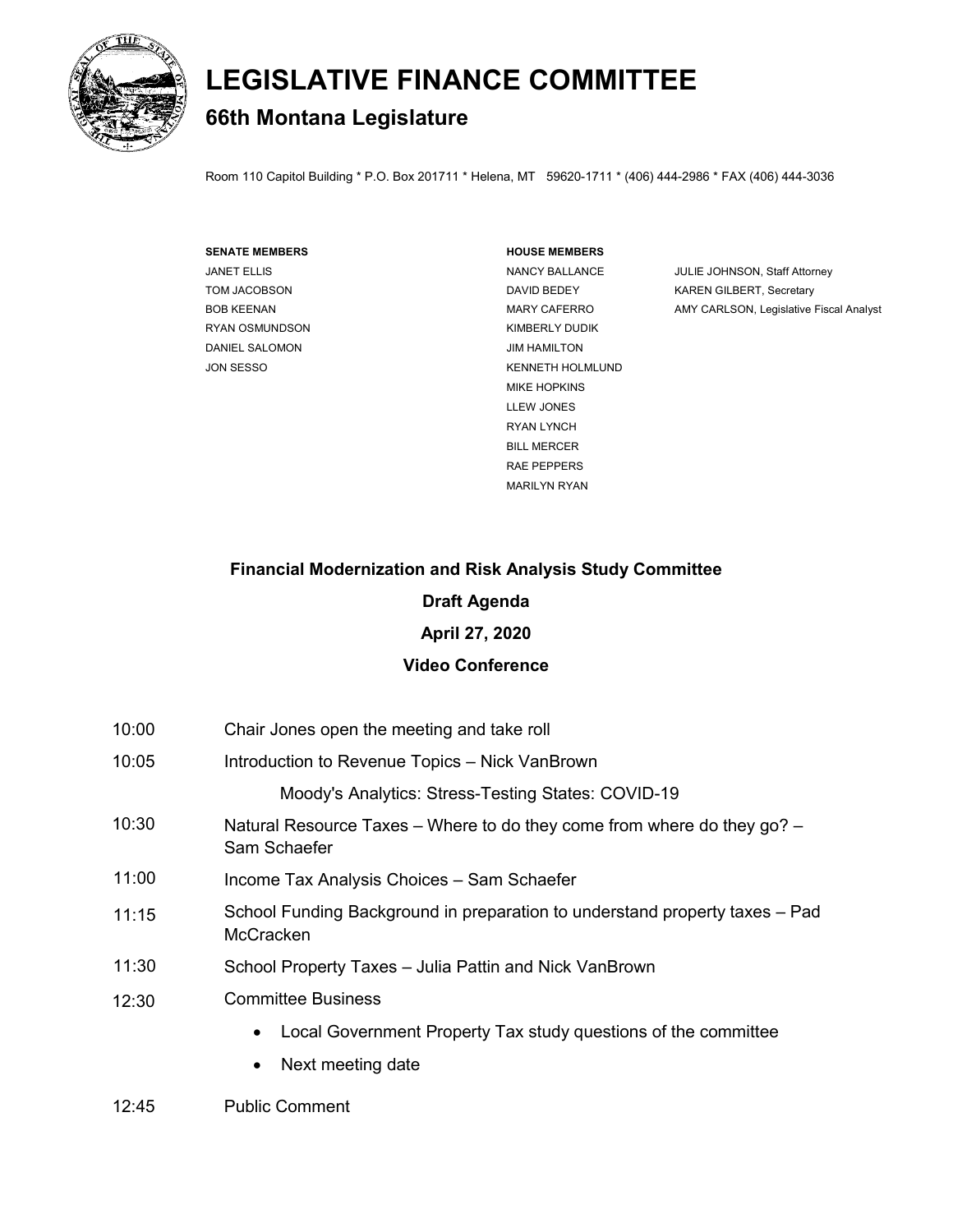# LEGISLATIVE FINANCE COMMITTEE

## 66th Montana Legislature

Room 110 Capitol Building * P.O. Box 201711 * Helena, MT 59620-1711 * (406) 444-2986 * FAX (406) 444-3036

**SENATE MEMBERS**

JANET ELLIS
TOM JACOBSON
BOB KEENAN
RYAN OSMUNDSON
DANIEL SALOMON
JON SESSO

**HOUSE MEMBERS**

NANCY BALLANCE
DAVID BEDEY
MARY CAFERRO
KIMBERLY DUDIK
JIM HAMILTON
KENNETH HOLMLUND
MIKE HOPKINS
LLEW JONES
RYAN LYNCH
BILL MERCER
RAE PEPPERS
MARILYN RYAN

JULIE JOHNSON, Staff Attorney
KAREN GILBERT, Secretary
AMY CARLSON, Legislative Fiscal Analyst

**Financial Modernization and Risk Analysis Study Committee**

**Draft Agenda**

**April 27, 2020**

**Video Conference**

10:00 Chair Jones open the meeting and take roll

10:05 Introduction to Revenue Topics – Nick VanBrown

Moody's Analytics: Stress-Testing States: COVID-19

10:30 Natural Resource Taxes – Where to do they come from where do they go? – Sam Schaefer

11:00 Income Tax Analysis Choices – Sam Schaefer

11:15 School Funding Background in preparation to understand property taxes – Pad McCracken

11:30 School Property Taxes – Julia Pattin and Nick VanBrown

12:30 Committee Business

- Local Government Property Tax study questions of the committee
- Next meeting date

12:45 Public Comment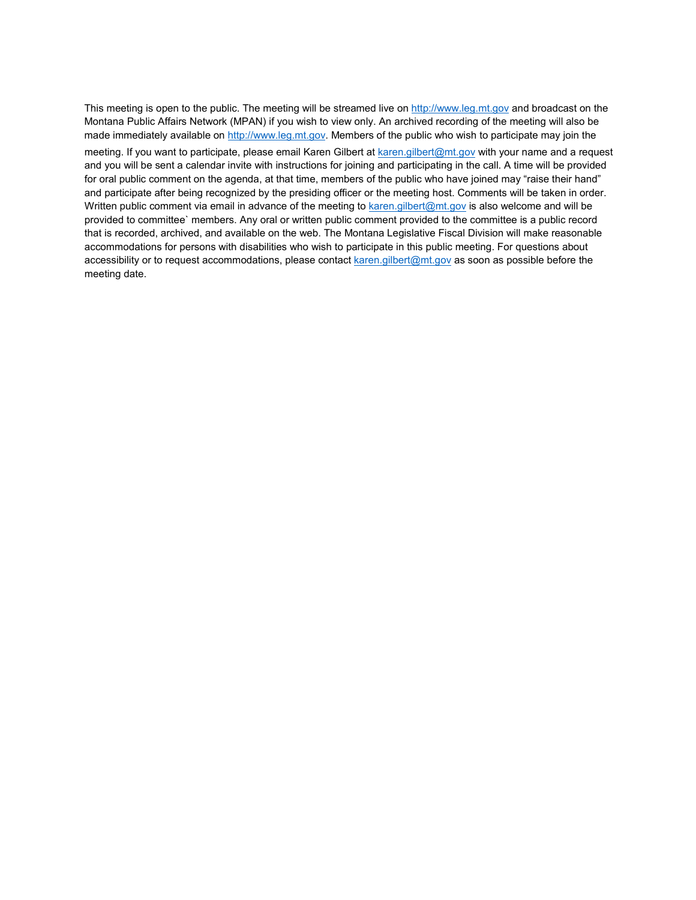This meeting is open to the public. The meeting will be streamed live on http://www.leg.mt.gov and broadcast on the Montana Public Affairs Network (MPAN) if you wish to view only. An archived recording of the meeting will also be made immediately available on http://www.leg.mt.gov. Members of the public who wish to participate may join the meeting. If you want to participate, please email Karen Gilbert at karen.gilbert@mt.gov with your name and a request and you will be sent a calendar invite with instructions for joining and participating in the call. A time will be provided for oral public comment on the agenda, at that time, members of the public who have joined may "raise their hand" and participate after being recognized by the presiding officer or the meeting host. Comments will be taken in order. Written public comment via email in advance of the meeting to karen.gilbert@mt.gov is also welcome and will be provided to committee` members. Any oral or written public comment provided to the committee is a public record that is recorded, archived, and available on the web. The Montana Legislative Fiscal Division will make reasonable accommodations for persons with disabilities who wish to participate in this public meeting. For questions about accessibility or to request accommodations, please contact karen.gilbert@mt.gov as soon as possible before the meeting date.